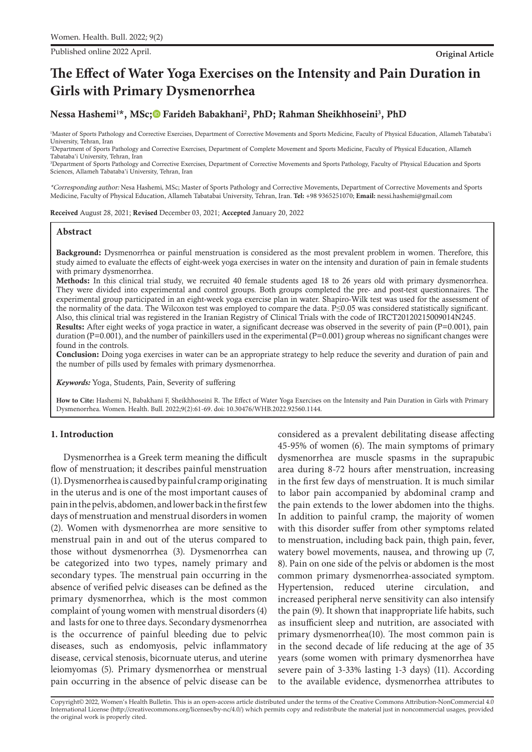Published online 2022 April.

**Original Article**

# The Effect of Water Yoga Exercises on the Intensity and Pain Duration in Girls with Primary Dysmenorrhea

**Nessa Hashemi[1]*, MSc; Farideh Babakhani[2], PhD; Rahman Sheikhhoseini[3], PhD**

[1]Master of Sports Pathology and Corrective Exercises, Department of Corrective Movements and Sports Medicine, Faculty of Physical Education, Allameh Tabataba'i University, Tehran, Iran
[2]Department of Sports Pathology and Corrective Exercises, Department of Complete Movement and Sports Medicine, Faculty of Physical Education, Allameh Tabataba'i University, Tehran, Iran
[3]Department of Sports Pathology and Corrective Exercises, Department of Corrective Movements and Sports Pathology, Faculty of Physical Education and Sports Sciences, Allameh Tabataba'i University, Tehran, Iran

*\*Corresponding author:* Nesa Hashemi, MSc; Master of Sports Pathology and Corrective Movements, Department of Corrective Movements and Sports Medicine, Faculty of Physical Education, Allameh Tabatabai University, Tehran, Iran. **Tel:** +98 9365251070; **Email:** nessi.hashemi@gmail.com

**Received** August 28, 2021; **Revised** December 03, 2021; **Accepted** January 20, 2022

## Abstract

**Background:** Dysmenorrhea or painful menstruation is considered as the most prevalent problem in women. Therefore, this study aimed to evaluate the effects of eight-week yoga exercises in water on the intensity and duration of pain in female students with primary dysmenorrhea.

**Methods:** In this clinical trial study, we recruited 40 female students aged 18 to 26 years old with primary dysmenorrhea. They were divided into experimental and control groups. Both groups completed the pre- and post-test questionnaires. The experimental group participated in an eight-week yoga exercise plan in water. Shapiro-Wilk test was used for the assessment of the normality of the data. The Wilcoxon test was employed to compare the data. $P \leq 0.05$ was considered statistically significant. Also, this clinical trial was registered in the Iranian Registry of Clinical Trials with the code of IRCT20120215009014N245.

**Results:** After eight weeks of yoga practice in water, a significant decrease was observed in the severity of pain (P=0.001), pain duration (P=0.001), and the number of painkillers used in the experimental (P=0.001) group whereas no significant changes were found in the controls.

**Conclusion:** Doing yoga exercises in water can be an appropriate strategy to help reduce the severity and duration of pain and the number of pills used by females with primary dysmenorrhea.

***Keywords:*** Yoga, Students, Pain, Severity of suffering

**How to Cite:** Hashemi N, Babakhani F, Sheikhhoseini R. The Effect of Water Yoga Exercises on the Intensity and Pain Duration in Girls with Primary Dysmenorrhea. Women. Health. Bull. 2022;9(2):61-69. doi: 10.30476/WHB.2022.92560.1144.

## 1. Introduction

Dysmenorrhea is a Greek term meaning the difficult flow of menstruation; it describes painful menstruation (1). Dysmenorrhea is caused by painful cramp originating in the uterus and is one of the most important causes of pain in the pelvis, abdomen, and lower back in the first few days of menstruation and menstrual disorders in women (2). Women with dysmenorrhea are more sensitive to menstrual pain in and out of the uterus compared to those without dysmenorrhea (3). Dysmenorrhea can be categorized into two types, namely primary and secondary types. The menstrual pain occurring in the absence of verified pelvic diseases can be defined as the primary dysmenorrhea, which is the most common complaint of young women with menstrual disorders (4) and lasts for one to three days. Secondary dysmenorrhea is the occurrence of painful bleeding due to pelvic diseases, such as endomyosis, pelvic inflammatory disease, cervical stenosis, bicornuate uterus, and uterine leiomyomas (5). Primary dysmenorrhea or menstrual pain occurring in the absence of pelvic disease can be considered as a prevalent debilitating disease affecting 45-95% of women (6). The main symptoms of primary dysmenorrhea are muscle spasms in the suprapubic area during 8-72 hours after menstruation, increasing in the first few days of menstruation. It is much similar to labor pain accompanied by abdominal cramp and the pain extends to the lower abdomen into the thighs. In addition to painful cramp, the majority of women with this disorder suffer from other symptoms related to menstruation, including back pain, thigh pain, fever, watery bowel movements, nausea, and throwing up (7, 8). Pain on one side of the pelvis or abdomen is the most common primary dysmenorrhea-associated symptom. Hypertension, reduced uterine circulation, and increased peripheral nerve sensitivity can also intensify the pain (9). It shown that inappropriate life habits, such as insufficient sleep and nutrition, are associated with primary dysmenorrhea(10). The most common pain is in the second decade of life reducing at the age of 35 years (some women with primary dysmenorrhea have severe pain of 3-33% lasting 1-3 days) (11). According to the available evidence, dysmenorrhea attributes to

Copyright© 2022, Women's Health Bulletin. This is an open-access article distributed under the terms of the Creative Commons Attribution-NonCommercial 4.0 International License (http://creativecommons.org/licenses/by-nc/4.0/) which permits copy and redistribute the material just in noncommercial usages, provided the original work is properly cited.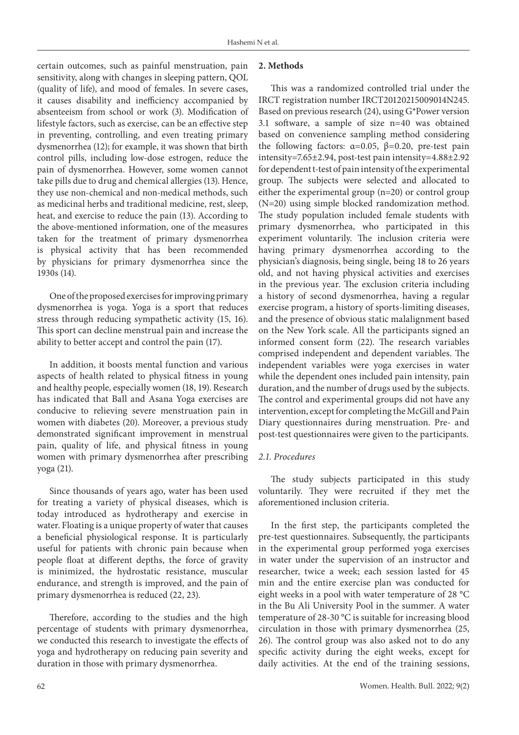certain outcomes, such as painful menstruation, pain sensitivity, along with changes in sleeping pattern, QOL (quality of life), and mood of females. In severe cases, it causes disability and inefficiency accompanied by absenteeism from school or work (3). Modification of lifestyle factors, such as exercise, can be an effective step in preventing, controlling, and even treating primary dysmenorrhea (12); for example, it was shown that birth control pills, including low-dose estrogen, reduce the pain of dysmenorrhea. However, some women cannot take pills due to drug and chemical allergies (13). Hence, they use non-chemical and non-medical methods, such as medicinal herbs and traditional medicine, rest, sleep, heat, and exercise to reduce the pain (13). According to the above-mentioned information, one of the measures taken for the treatment of primary dysmenorrhea is physical activity that has been recommended by physicians for primary dysmenorrhea since the 1930s (14).

One of the proposed exercises for improving primary dysmenorrhea is yoga. Yoga is a sport that reduces stress through reducing sympathetic activity (15, 16). This sport can decline menstrual pain and increase the ability to better accept and control the pain (17).

In addition, it boosts mental function and various aspects of health related to physical fitness in young and healthy people, especially women (18, 19). Research has indicated that Ball and Asana Yoga exercises are conducive to relieving severe menstruation pain in women with diabetes (20). Moreover, a previous study demonstrated significant improvement in menstrual pain, quality of life, and physical fitness in young women with primary dysmenorrhea after prescribing yoga (21).

Since thousands of years ago, water has been used for treating a variety of physical diseases, which is today introduced as hydrotherapy and exercise in water. Floating is a unique property of water that causes a beneficial physiological response. It is particularly useful for patients with chronic pain because when people float at different depths, the force of gravity is minimized, the hydrostatic resistance, muscular endurance, and strength is improved, and the pain of primary dysmenorrhea is reduced (22, 23).

Therefore, according to the studies and the high percentage of students with primary dysmenorrhea, we conducted this research to investigate the effects of yoga and hydrotherapy on reducing pain severity and duration in those with primary dysmenorrhea.

## 2. Methods

This was a randomized controlled trial under the IRCT registration number IRCT20120215009014N245. Based on previous research (24), using G*Power version 3.1 software, a sample of size n=40 was obtained based on convenience sampling method considering the following factors: $\alpha=0.05$, $\beta=0.20$, pre-test pain intensity=7.65±2.94, post-test pain intensity=4.88±2.92 for dependent t-test of pain intensity of the experimental group. The subjects were selected and allocated to either the experimental group (n=20) or control group (N=20) using simple blocked randomization method. The study population included female students with primary dysmenorrhea, who participated in this experiment voluntarily. The inclusion criteria were having primary dysmenorrhea according to the physician's diagnosis, being single, being 18 to 26 years old, and not having physical activities and exercises in the previous year. The exclusion criteria including a history of second dysmenorrhea, having a regular exercise program, a history of sports-limiting diseases, and the presence of obvious static malalignment based on the New York scale. All the participants signed an informed consent form (22). The research variables comprised independent and dependent variables. The independent variables were yoga exercises in water while the dependent ones included pain intensity, pain duration, and the number of drugs used by the subjects. The control and experimental groups did not have any intervention, except for completing the McGill and Pain Diary questionnaires during menstruation. Pre- and post-test questionnaires were given to the participants.

### 2.1. Procedures

The study subjects participated in this study voluntarily. They were recruited if they met the aforementioned inclusion criteria.

In the first step, the participants completed the pre-test questionnaires. Subsequently, the participants in the experimental group performed yoga exercises in water under the supervision of an instructor and researcher, twice a week; each session lasted for 45 min and the entire exercise plan was conducted for eight weeks in a pool with water temperature of 28 °C in the Bu Ali University Pool in the summer. A water temperature of 28-30 °C is suitable for increasing blood circulation in those with primary dysmenorrhea (25, 26). The control group was also asked not to do any specific activity during the eight weeks, except for daily activities. At the end of the training sessions,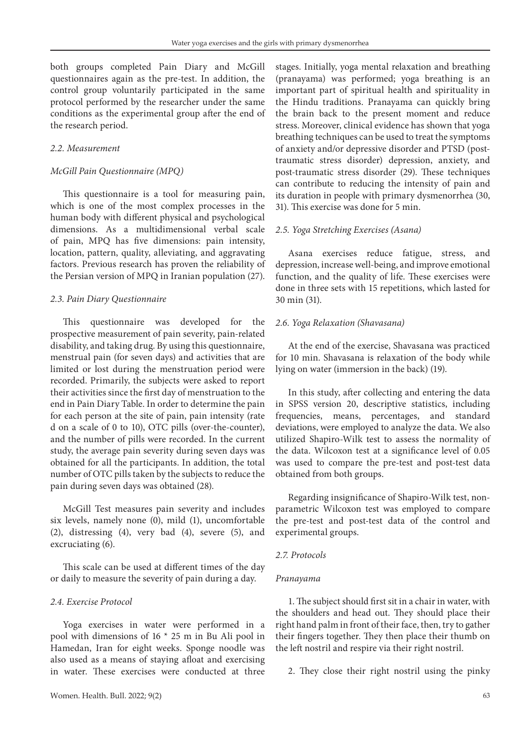both groups completed Pain Diary and McGill questionnaires again as the pre-test. In addition, the control group voluntarily participated in the same protocol performed by the researcher under the same conditions as the experimental group after the end of the research period.

### *2.2. Measurement*

#### *McGill Pain Questionnaire (MPQ)*

This questionnaire is a tool for measuring pain, which is one of the most complex processes in the human body with different physical and psychological dimensions. As a multidimensional verbal scale of pain, MPQ has five dimensions: pain intensity, location, pattern, quality, alleviating, and aggravating factors. Previous research has proven the reliability of the Persian version of MPQ in Iranian population (27).

### *2.3. Pain Diary Questionnaire*

This questionnaire was developed for the prospective measurement of pain severity, pain-related disability, and taking drug. By using this questionnaire, menstrual pain (for seven days) and activities that are limited or lost during the menstruation period were recorded. Primarily, the subjects were asked to report their activities since the first day of menstruation to the end in Pain Diary Table. In order to determine the pain for each person at the site of pain, pain intensity (rate d on a scale of 0 to 10), OTC pills (over-the-counter), and the number of pills were recorded. In the current study, the average pain severity during seven days was obtained for all the participants. In addition, the total number of OTC pills taken by the subjects to reduce the pain during seven days was obtained (28).

McGill Test measures pain severity and includes six levels, namely none (0), mild (1), uncomfortable (2), distressing (4), very bad (4), severe (5), and excruciating (6).

This scale can be used at different times of the day or daily to measure the severity of pain during a day.

### *2.4. Exercise Protocol*

Yoga exercises in water were performed in a pool with dimensions of 16 * 25 m in Bu Ali pool in Hamedan, Iran for eight weeks. Sponge noodle was also used as a means of staying afloat and exercising in water. These exercises were conducted at three stages. Initially, yoga mental relaxation and breathing (pranayama) was performed; yoga breathing is an important part of spiritual health and spirituality in the Hindu traditions. Pranayama can quickly bring the brain back to the present moment and reduce stress. Moreover, clinical evidence has shown that yoga breathing techniques can be used to treat the symptoms of anxiety and/or depressive disorder and PTSD (post-traumatic stress disorder) depression, anxiety, and post-traumatic stress disorder (29). These techniques can contribute to reducing the intensity of pain and its duration in people with primary dysmenorrhea (30, 31). This exercise was done for 5 min.

### *2.5. Yoga Stretching Exercises (Asana)*

Asana exercises reduce fatigue, stress, and depression, increase well-being, and improve emotional function, and the quality of life. These exercises were done in three sets with 15 repetitions, which lasted for 30 min (31).

### *2.6. Yoga Relaxation (Shavasana)*

At the end of the exercise, Shavasana was practiced for 10 min. Shavasana is relaxation of the body while lying on water (immersion in the back) (19).

In this study, after collecting and entering the data in SPSS version 20, descriptive statistics, including frequencies, means, percentages, and standard deviations, were employed to analyze the data. We also utilized Shapiro-Wilk test to assess the normality of the data. Wilcoxon test at a significance level of 0.05 was used to compare the pre-test and post-test data obtained from both groups.

Regarding insignificance of Shapiro-Wilk test, non-parametric Wilcoxon test was employed to compare the pre-test and post-test data of the control and experimental groups.

### *2.7. Protocols*

#### *Pranayama*

1. The subject should first sit in a chair in water, with the shoulders and head out. They should place their right hand palm in front of their face, then, try to gather their fingers together. They then place their thumb on the left nostril and respire via their right nostril.

2. They close their right nostril using the pinky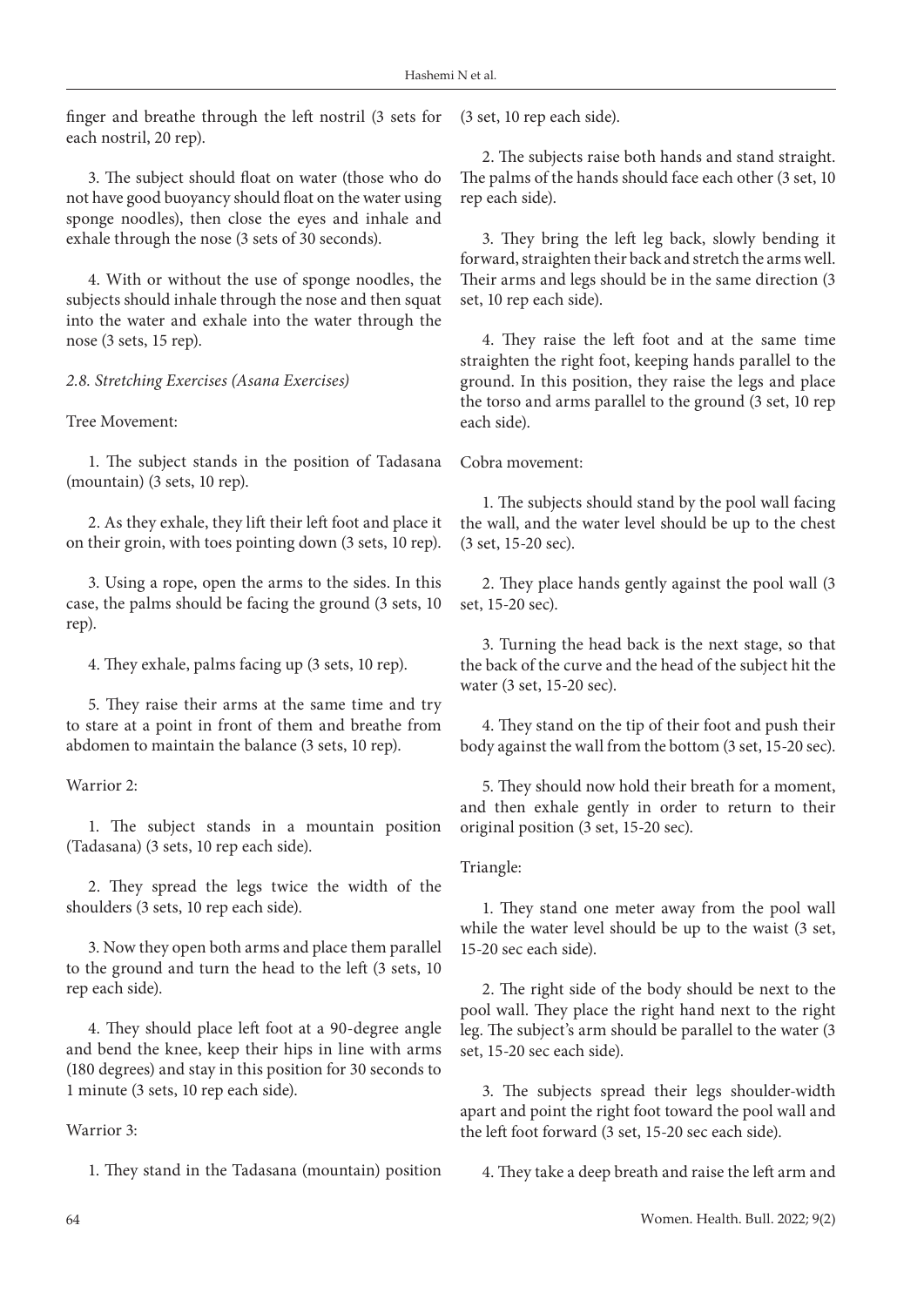finger and breathe through the left nostril (3 sets for each nostril, 20 rep).

3. The subject should float on water (those who do not have good buoyancy should float on the water using sponge noodles), then close the eyes and inhale and exhale through the nose (3 sets of 30 seconds).

4. With or without the use of sponge noodles, the subjects should inhale through the nose and then squat into the water and exhale into the water through the nose (3 sets, 15 rep).

*2.8. Stretching Exercises (Asana Exercises)*

Tree Movement:

1. The subject stands in the position of Tadasana (mountain) (3 sets, 10 rep).

2. As they exhale, they lift their left foot and place it on their groin, with toes pointing down (3 sets, 10 rep).

3. Using a rope, open the arms to the sides. In this case, the palms should be facing the ground (3 sets, 10 rep).

4. They exhale, palms facing up (3 sets, 10 rep).

5. They raise their arms at the same time and try to stare at a point in front of them and breathe from abdomen to maintain the balance (3 sets, 10 rep).

Warrior 2:

1. The subject stands in a mountain position (Tadasana) (3 sets, 10 rep each side).

2. They spread the legs twice the width of the shoulders (3 sets, 10 rep each side).

3. Now they open both arms and place them parallel to the ground and turn the head to the left (3 sets, 10 rep each side).

4. They should place left foot at a 90-degree angle and bend the knee, keep their hips in line with arms (180 degrees) and stay in this position for 30 seconds to 1 minute (3 sets, 10 rep each side).

Warrior 3:

1. They stand in the Tadasana (mountain) position (3 set, 10 rep each side).

2. The subjects raise both hands and stand straight. The palms of the hands should face each other (3 set, 10 rep each side).

3. They bring the left leg back, slowly bending it forward, straighten their back and stretch the arms well. Their arms and legs should be in the same direction (3 set, 10 rep each side).

4. They raise the left foot and at the same time straighten the right foot, keeping hands parallel to the ground. In this position, they raise the legs and place the torso and arms parallel to the ground (3 set, 10 rep each side).

Cobra movement:

1. The subjects should stand by the pool wall facing the wall, and the water level should be up to the chest (3 set, 15-20 sec).

2. They place hands gently against the pool wall (3 set, 15-20 sec).

3. Turning the head back is the next stage, so that the back of the curve and the head of the subject hit the water (3 set, 15-20 sec).

4. They stand on the tip of their foot and push their body against the wall from the bottom (3 set, 15-20 sec).

5. They should now hold their breath for a moment, and then exhale gently in order to return to their original position (3 set, 15-20 sec).

Triangle:

1. They stand one meter away from the pool wall while the water level should be up to the waist (3 set, 15-20 sec each side).

2. The right side of the body should be next to the pool wall. They place the right hand next to the right leg. The subject's arm should be parallel to the water (3 set, 15-20 sec each side).

3. The subjects spread their legs shoulder-width apart and point the right foot toward the pool wall and the left foot forward (3 set, 15-20 sec each side).

4. They take a deep breath and raise the left arm and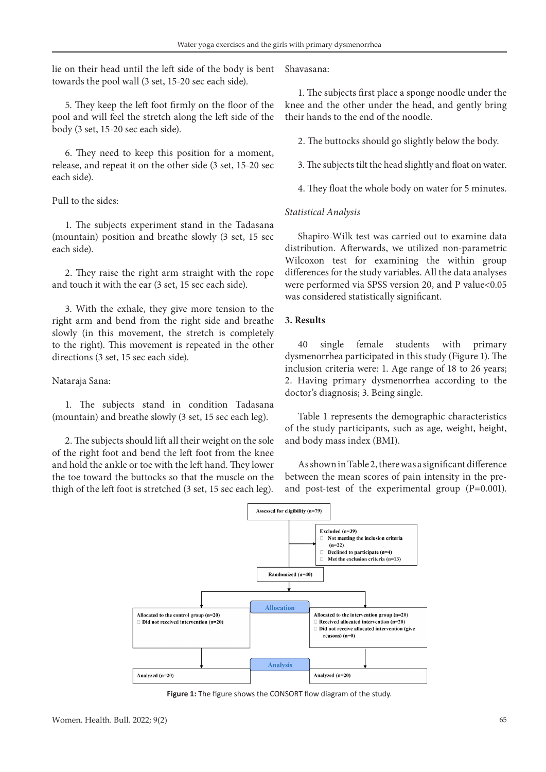lie on their head until the left side of the body is bent towards the pool wall (3 set, 15-20 sec each side).

5. They keep the left foot firmly on the floor of the pool and will feel the stretch along the left side of the body (3 set, 15-20 sec each side).

6. They need to keep this position for a moment, release, and repeat it on the other side (3 set, 15-20 sec each side).

Pull to the sides:

1. The subjects experiment stand in the Tadasana (mountain) position and breathe slowly (3 set, 15 sec each side).

2. They raise the right arm straight with the rope and touch it with the ear (3 set, 15 sec each side).

3. With the exhale, they give more tension to the right arm and bend from the right side and breathe slowly (in this movement, the stretch is completely to the right). This movement is repeated in the other directions (3 set, 15 sec each side).

Nataraja Sana:

1. The subjects stand in condition Tadasana (mountain) and breathe slowly (3 set, 15 sec each leg).

2. The subjects should lift all their weight on the sole of the right foot and bend the left foot from the knee and hold the ankle or toe with the left hand. They lower the toe toward the buttocks so that the muscle on the thigh of the left foot is stretched (3 set, 15 sec each leg).

Shavasana:

1. The subjects first place a sponge noodle under the knee and the other under the head, and gently bring their hands to the end of the noodle.

2. The buttocks should go slightly below the body.

3. The subjects tilt the head slightly and float on water.

4. They float the whole body on water for 5 minutes.

*Statistical Analysis*

Shapiro-Wilk test was carried out to examine data distribution. Afterwards, we utilized non-parametric Wilcoxon test for examining the within group differences for the study variables. All the data analyses were performed via SPSS version 20, and P value<0.05 was considered statistically significant.

## 3. Results

40 single female students with primary dysmenorrhea participated in this study (Figure 1). The inclusion criteria were: 1. Age range of 18 to 26 years; 2. Having primary dysmenorrhea according to the doctor's diagnosis; 3. Being single.

Table 1 represents the demographic characteristics of the study participants, such as age, weight, height, and body mass index (BMI).

As shown in Table 2, there was a significant difference between the mean scores of pain intensity in the pre- and post-test of the experimental group (P=0.001).

**Assessed for eligibility (n=79)**

**Excluded (n=39)**
- Not meeting the inclusion criteria (n=22)
- Declined to participate (n=4)
- Met the exclusion criteria (n=13)

**Randomized (n=40)**

**Allocation**

**Allocated to the control group (n=20)**
- Did not received intervention (n=20)

**Allocated to the intervention group (n=20)**
- Received allocated intervention (n=20)
- Did not receive allocated intervention (give reasons) (n=0)

**Analysis**

**Analyzed (n=20)**

**Analyzed (n=20)**

**Figure 1:** The figure shows the CONSORT flow diagram of the study.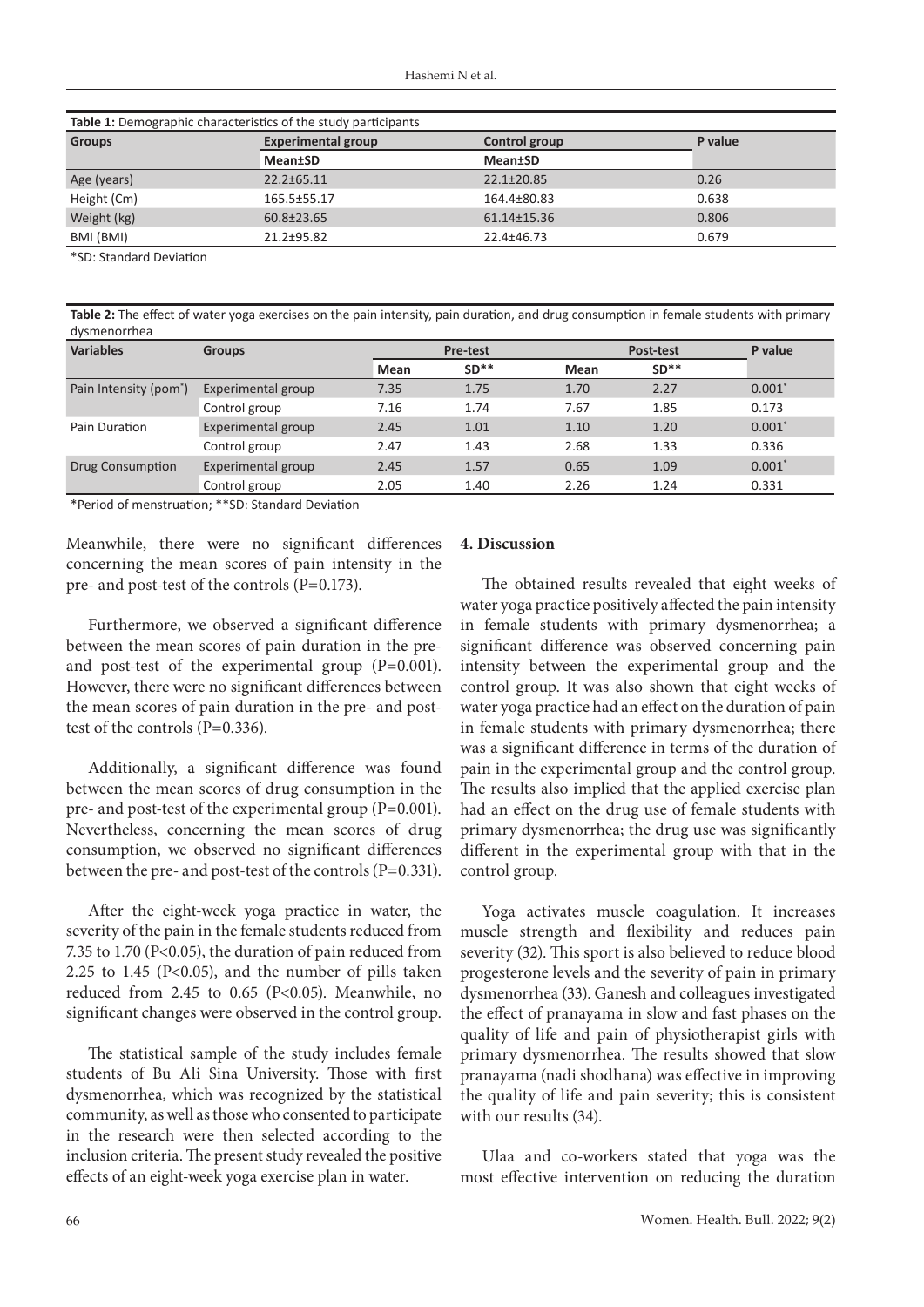**Table 1:** Demographic characteristics of the study participants

| Groups | Experimental group | Control group | P value |
|---|---|---|---|
| | Mean±SD | Mean±SD | |
| Age (years) | 22.2±65.11 | 22.1±20.85 | 0.26 |
| Height (Cm) | 165.5±55.17 | 164.4±80.83 | 0.638 |
| Weight (kg) | 60.8±23.65 | 61.14±15.36 | 0.806 |
| BMI (BMI) | 21.2±95.82 | 22.4±46.73 | 0.679 |

*SD: Standard Deviation

**Table 2:** The effect of water yoga exercises on the pain intensity, pain duration, and drug consumption in female students with primary dysmenorrhea

| Variables | Groups | Pre-test | | Post-test | | P value |
|---|---|---|---|---|---|---|
| | | Mean | SD** | Mean | SD** | |
| Pain Intensity (pom*) | Experimental group | 7.35 | 1.75 | 1.70 | 2.27 | 0.001* |
| | Control group | 7.16 | 1.74 | 7.67 | 1.85 | 0.173 |
| Pain Duration | Experimental group | 2.45 | 1.01 | 1.10 | 1.20 | 0.001* |
| | Control group | 2.47 | 1.43 | 2.68 | 1.33 | 0.336 |
| Drug Consumption | Experimental group | 2.45 | 1.57 | 0.65 | 1.09 | 0.001* |
| | Control group | 2.05 | 1.40 | 2.26 | 1.24 | 0.331 |

*Period of menstruation; **SD: Standard Deviation

Meanwhile, there were no significant differences concerning the mean scores of pain intensity in the pre- and post-test of the controls (P=0.173).

Furthermore, we observed a significant difference between the mean scores of pain duration in the pre- and post-test of the experimental group (P=0.001). However, there were no significant differences between the mean scores of pain duration in the pre- and post-test of the controls (P=0.336).

Additionally, a significant difference was found between the mean scores of drug consumption in the pre- and post-test of the experimental group (P=0.001). Nevertheless, concerning the mean scores of drug consumption, we observed no significant differences between the pre- and post-test of the controls (P=0.331).

After the eight-week yoga practice in water, the severity of the pain in the female students reduced from 7.35 to 1.70 (P<0.05), the duration of pain reduced from 2.25 to 1.45 (P<0.05), and the number of pills taken reduced from 2.45 to 0.65 (P<0.05). Meanwhile, no significant changes were observed in the control group.

The statistical sample of the study includes female students of Bu Ali Sina University. Those with first dysmenorrhea, which was recognized by the statistical community, as well as those who consented to participate in the research were then selected according to the inclusion criteria. The present study revealed the positive effects of an eight-week yoga exercise plan in water.

## 4. Discussion

The obtained results revealed that eight weeks of water yoga practice positively affected the pain intensity in female students with primary dysmenorrhea; a significant difference was observed concerning pain intensity between the experimental group and the control group. It was also shown that eight weeks of water yoga practice had an effect on the duration of pain in female students with primary dysmenorrhea; there was a significant difference in terms of the duration of pain in the experimental group and the control group. The results also implied that the applied exercise plan had an effect on the drug use of female students with primary dysmenorrhea; the drug use was significantly different in the experimental group with that in the control group.

Yoga activates muscle coagulation. It increases muscle strength and flexibility and reduces pain severity (32). This sport is also believed to reduce blood progesterone levels and the severity of pain in primary dysmenorrhea (33). Ganesh and colleagues investigated the effect of pranayama in slow and fast phases on the quality of life and pain of physiotherapist girls with primary dysmenorrhea. The results showed that slow pranayama (nadi shodhana) was effective in improving the quality of life and pain severity; this is consistent with our results (34).

Ulaa and co-workers stated that yoga was the most effective intervention on reducing the duration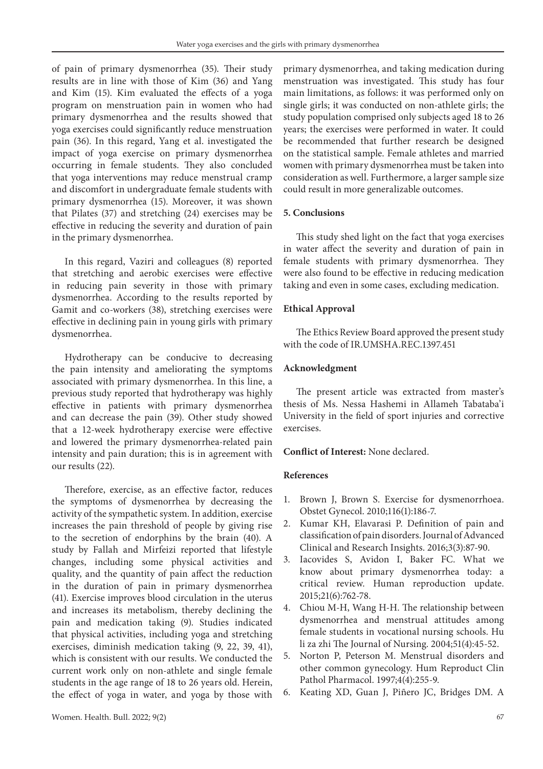of pain of primary dysmenorrhea (35). Their study results are in line with those of Kim (36) and Yang and Kim (15). Kim evaluated the effects of a yoga program on menstruation pain in women who had primary dysmenorrhea and the results showed that yoga exercises could significantly reduce menstruation pain (36). In this regard, Yang et al. investigated the impact of yoga exercise on primary dysmenorrhea occurring in female students. They also concluded that yoga interventions may reduce menstrual cramp and discomfort in undergraduate female students with primary dysmenorrhea (15). Moreover, it was shown that Pilates (37) and stretching (24) exercises may be effective in reducing the severity and duration of pain in the primary dysmenorrhea.

In this regard, Vaziri and colleagues (8) reported that stretching and aerobic exercises were effective in reducing pain severity in those with primary dysmenorrhea. According to the results reported by Gamit and co-workers (38), stretching exercises were effective in declining pain in young girls with primary dysmenorrhea.

Hydrotherapy can be conducive to decreasing the pain intensity and ameliorating the symptoms associated with primary dysmenorrhea. In this line, a previous study reported that hydrotherapy was highly effective in patients with primary dysmenorrhea and can decrease the pain (39). Other study showed that a 12-week hydrotherapy exercise were effective and lowered the primary dysmenorrhea-related pain intensity and pain duration; this is in agreement with our results (22).

Therefore, exercise, as an effective factor, reduces the symptoms of dysmenorrhea by decreasing the activity of the sympathetic system. In addition, exercise increases the pain threshold of people by giving rise to the secretion of endorphins by the brain (40). A study by Fallah and Mirfeizi reported that lifestyle changes, including some physical activities and quality, and the quantity of pain affect the reduction in the duration of pain in primary dysmenorrhea (41). Exercise improves blood circulation in the uterus and increases its metabolism, thereby declining the pain and medication taking (9). Studies indicated that physical activities, including yoga and stretching exercises, diminish medication taking (9, 22, 39, 41), which is consistent with our results. We conducted the current work only on non-athlete and single female students in the age range of 18 to 26 years old. Herein, the effect of yoga in water, and yoga by those with primary dysmenorrhea, and taking medication during menstruation was investigated. This study has four main limitations, as follows: it was performed only on single girls; it was conducted on non-athlete girls; the study population comprised only subjects aged 18 to 26 years; the exercises were performed in water. It could be recommended that further research be designed on the statistical sample. Female athletes and married women with primary dysmenorrhea must be taken into consideration as well. Furthermore, a larger sample size could result in more generalizable outcomes.

## 5. Conclusions

This study shed light on the fact that yoga exercises in water affect the severity and duration of pain in female students with primary dysmenorrhea. They were also found to be effective in reducing medication taking and even in some cases, excluding medication.

## Ethical Approval

The Ethics Review Board approved the present study with the code of IR.UMSHA.REC.1397.451

## Acknowledgment

The present article was extracted from master's thesis of Ms. Nessa Hashemi in Allameh Tabataba'i University in the field of sport injuries and corrective exercises.

**Conflict of Interest:** None declared.

## References

1. Brown J, Brown S. Exercise for dysmenorrhoea. Obstet Gynecol. 2010;116(1):186-7.
2. Kumar KH, Elavarasi P. Definition of pain and classification of pain disorders. Journal of Advanced Clinical and Research Insights. 2016;3(3):87-90.
3. Iacovides S, Avidon I, Baker FC. What we know about primary dysmenorrhea today: a critical review. Human reproduction update. 2015;21(6):762-78.
4. Chiou M-H, Wang H-H. The relationship between dysmenorrhea and menstrual attitudes among female students in vocational nursing schools. Hu li za zhi The Journal of Nursing. 2004;51(4):45-52.
5. Norton P, Peterson M. Menstrual disorders and other common gynecology. Hum Reproduct Clin Pathol Pharmacol. 1997;4(4):255-9.
6. Keating XD, Guan J, Piñero JC, Bridges DM. A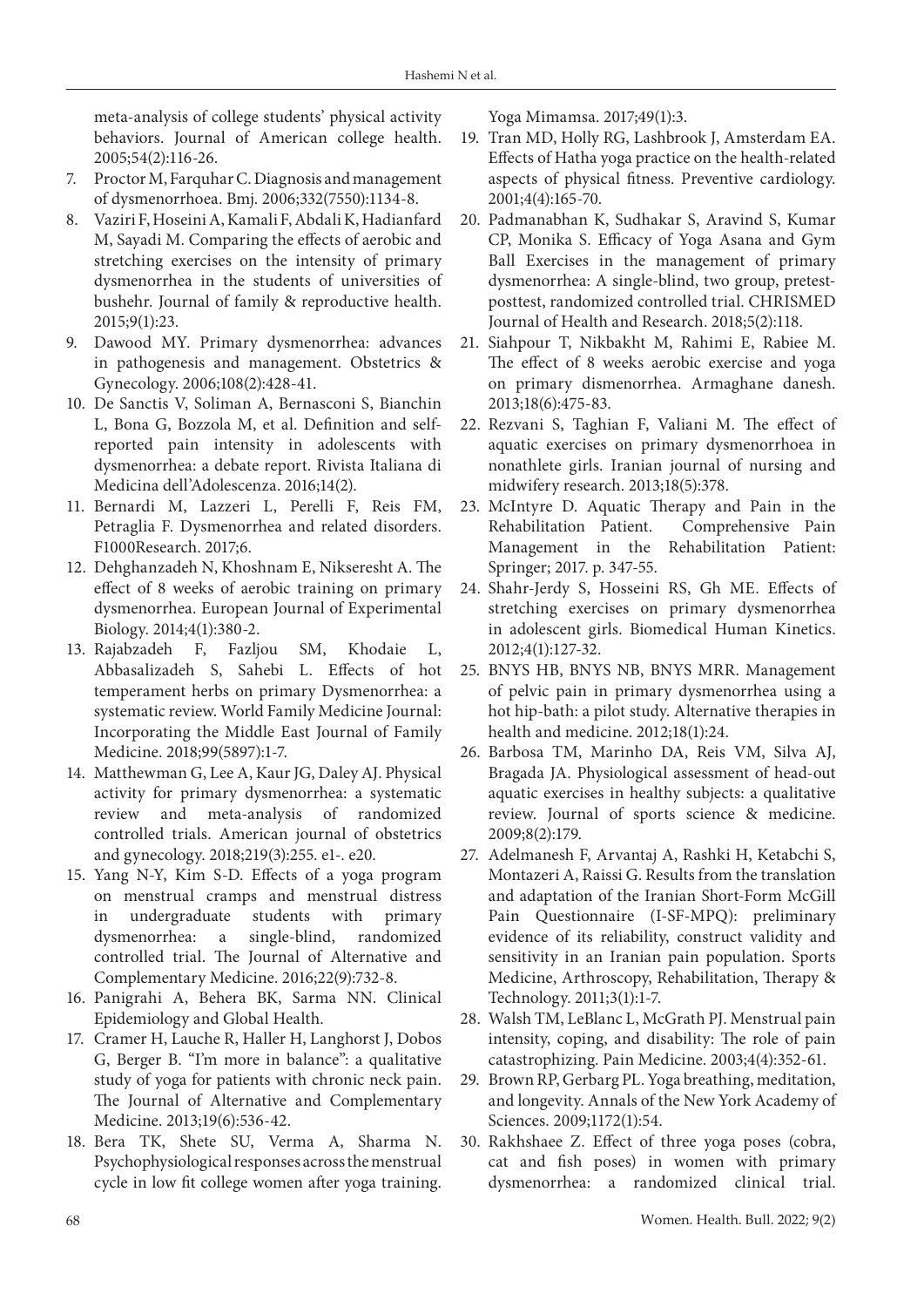meta-analysis of college students' physical activity behaviors. Journal of American college health. 2005;54(2):116-26.

7. Proctor M, Farquhar C. Diagnosis and management of dysmenorrhoea. Bmj. 2006;332(7550):1134-8.
8. Vaziri F, Hoseini A, Kamali F, Abdali K, Hadianfard M, Sayadi M. Comparing the effects of aerobic and stretching exercises on the intensity of primary dysmenorrhea in the students of universities of bushehr. Journal of family & reproductive health. 2015;9(1):23.
9. Dawood MY. Primary dysmenorrhea: advances in pathogenesis and management. Obstetrics & Gynecology. 2006;108(2):428-41.
10. De Sanctis V, Soliman A, Bernasconi S, Bianchin L, Bona G, Bozzola M, et al. Definition and self-reported pain intensity in adolescents with dysmenorrhea: a debate report. Rivista Italiana di Medicina dell'Adolescenza. 2016;14(2).
11. Bernardi M, Lazzeri L, Perelli F, Reis FM, Petraglia F. Dysmenorrhea and related disorders. F1000Research. 2017;6.
12. Dehghanzadeh N, Khoshnam E, Nikseresht A. The effect of 8 weeks of aerobic training on primary dysmenorrhea. European Journal of Experimental Biology. 2014;4(1):380-2.
13. Rajabzadeh F, Fazljou SM, Khodaie L, Abbasalizadeh S, Sahebi L. Effects of hot temperament herbs on primary Dysmenorrhea: a systematic review. World Family Medicine Journal: Incorporating the Middle East Journal of Family Medicine. 2018;99(5897):1-7.
14. Matthewman G, Lee A, Kaur JG, Daley AJ. Physical activity for primary dysmenorrhea: a systematic review and meta-analysis of randomized controlled trials. American journal of obstetrics and gynecology. 2018;219(3):255. e1-. e20.
15. Yang N-Y, Kim S-D. Effects of a yoga program on menstrual cramps and menstrual distress in undergraduate students with primary dysmenorrhea: a single-blind, randomized controlled trial. The Journal of Alternative and Complementary Medicine. 2016;22(9):732-8.
16. Panigrahi A, Behera BK, Sarma NN. Clinical Epidemiology and Global Health.
17. Cramer H, Lauche R, Haller H, Langhorst J, Dobos G, Berger B. "I'm more in balance": a qualitative study of yoga for patients with chronic neck pain. The Journal of Alternative and Complementary Medicine. 2013;19(6):536-42.
18. Bera TK, Shete SU, Verma A, Sharma N. Psychophysiological responses across the menstrual cycle in low fit college women after yoga training. Yoga Mimamsa. 2017;49(1):3.
19. Tran MD, Holly RG, Lashbrook J, Amsterdam EA. Effects of Hatha yoga practice on the health-related aspects of physical fitness. Preventive cardiology. 2001;4(4):165-70.
20. Padmanabhan K, Sudhakar S, Aravind S, Kumar CP, Monika S. Efficacy of Yoga Asana and Gym Ball Exercises in the management of primary dysmenorrhea: A single-blind, two group, pretest-posttest, randomized controlled trial. CHRISMED Journal of Health and Research. 2018;5(2):118.
21. Siahpour T, Nikbakht M, Rahimi E, Rabiee M. The effect of 8 weeks aerobic exercise and yoga on primary dismenorrhea. Armaghane danesh. 2013;18(6):475-83.
22. Rezvani S, Taghian F, Valiani M. The effect of aquatic exercises on primary dysmenorrhoea in nonathlete girls. Iranian journal of nursing and midwifery research. 2013;18(5):378.
23. McIntyre D. Aquatic Therapy and Pain in the Rehabilitation Patient. Comprehensive Pain Management in the Rehabilitation Patient: Springer; 2017. p. 347-55.
24. Shahr-Jerdy S, Hosseini RS, Gh ME. Effects of stretching exercises on primary dysmenorrhea in adolescent girls. Biomedical Human Kinetics. 2012;4(1):127-32.
25. BNYS HB, BNYS NB, BNYS MRR. Management of pelvic pain in primary dysmenorrhea using a hot hip-bath: a pilot study. Alternative therapies in health and medicine. 2012;18(1):24.
26. Barbosa TM, Marinho DA, Reis VM, Silva AJ, Bragada JA. Physiological assessment of head-out aquatic exercises in healthy subjects: a qualitative review. Journal of sports science & medicine. 2009;8(2):179.
27. Adelmanesh F, Arvantaj A, Rashki H, Ketabchi S, Montazeri A, Raissi G. Results from the translation and adaptation of the Iranian Short-Form McGill Pain Questionnaire (I-SF-MPQ): preliminary evidence of its reliability, construct validity and sensitivity in an Iranian pain population. Sports Medicine, Arthroscopy, Rehabilitation, Therapy & Technology. 2011;3(1):1-7.
28. Walsh TM, LeBlanc L, McGrath PJ. Menstrual pain intensity, coping, and disability: The role of pain catastrophizing. Pain Medicine. 2003;4(4):352-61.
29. Brown RP, Gerbarg PL. Yoga breathing, meditation, and longevity. Annals of the New York Academy of Sciences. 2009;1172(1):54.
30. Rakhshaee Z. Effect of three yoga poses (cobra, cat and fish poses) in women with primary dysmenorrhea: a randomized clinical trial.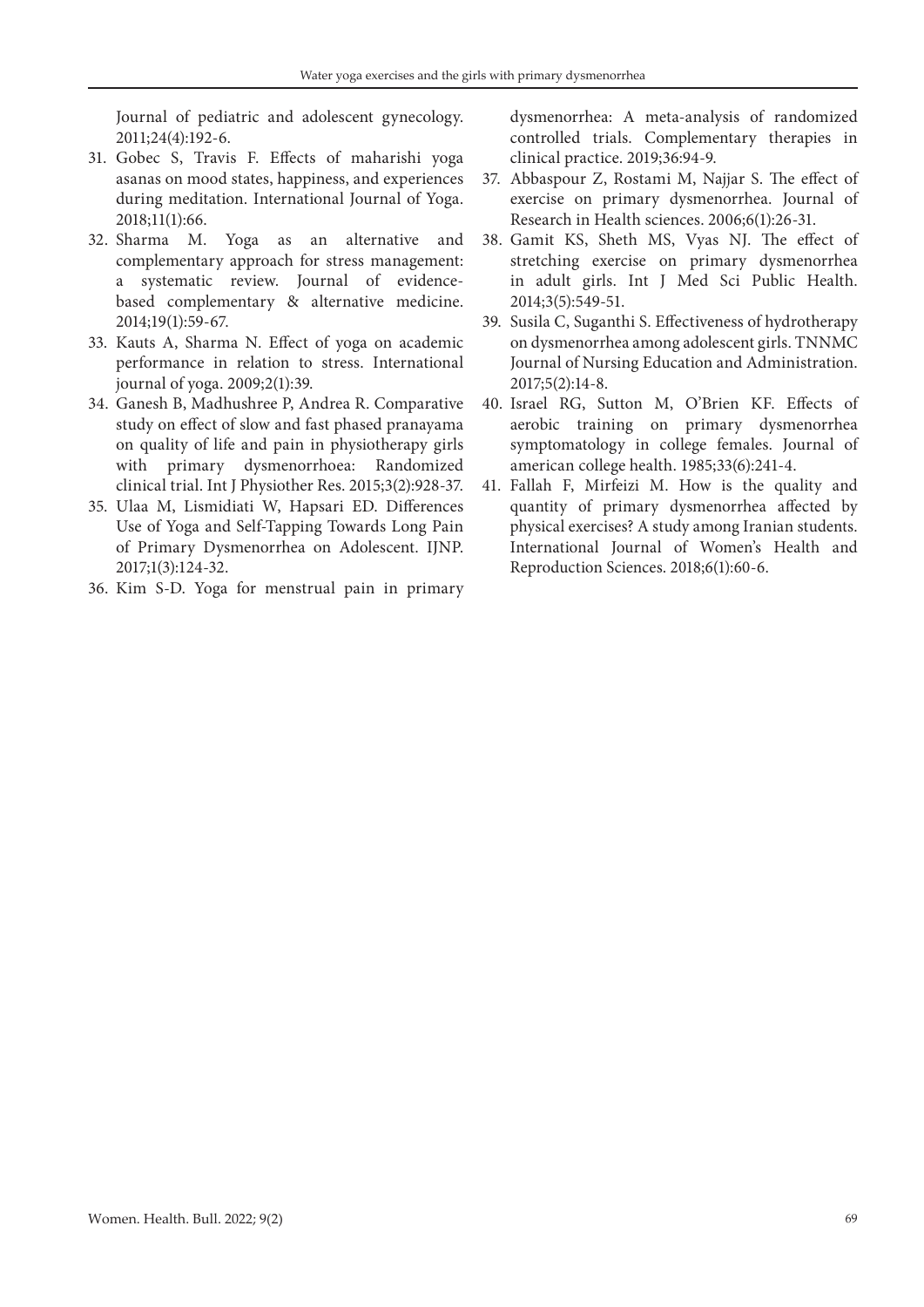Journal of pediatric and adolescent gynecology. 2011;24(4):192-6.

31. Gobec S, Travis F. Effects of maharishi yoga asanas on mood states, happiness, and experiences during meditation. International Journal of Yoga. 2018;11(1):66.
32. Sharma M. Yoga as an alternative and complementary approach for stress management: a systematic review. Journal of evidence-based complementary & alternative medicine. 2014;19(1):59-67.
33. Kauts A, Sharma N. Effect of yoga on academic performance in relation to stress. International journal of yoga. 2009;2(1):39.
34. Ganesh B, Madhushree P, Andrea R. Comparative study on effect of slow and fast phased pranayama on quality of life and pain in physiotherapy girls with primary dysmenorrhoea: Randomized clinical trial. Int J Physiother Res. 2015;3(2):928-37.
35. Ulaa M, Lismidiati W, Hapsari ED. Differences Use of Yoga and Self-Tapping Towards Long Pain of Primary Dysmenorrhea on Adolescent. IJNP. 2017;1(3):124-32.
36. Kim S-D. Yoga for menstrual pain in primary dysmenorrhea: A meta-analysis of randomized controlled trials. Complementary therapies in clinical practice. 2019;36:94-9.
37. Abbaspour Z, Rostami M, Najjar S. The effect of exercise on primary dysmenorrhea. Journal of Research in Health sciences. 2006;6(1):26-31.
38. Gamit KS, Sheth MS, Vyas NJ. The effect of stretching exercise on primary dysmenorrhea in adult girls. Int J Med Sci Public Health. 2014;3(5):549-51.
39. Susila C, Suganthi S. Effectiveness of hydrotherapy on dysmenorrhea among adolescent girls. TNNMC Journal of Nursing Education and Administration. 2017;5(2):14-8.
40. Israel RG, Sutton M, O'Brien KF. Effects of aerobic training on primary dysmenorrhea symptomatology in college females. Journal of american college health. 1985;33(6):241-4.
41. Fallah F, Mirfeizi M. How is the quality and quantity of primary dysmenorrhea affected by physical exercises? A study among Iranian students. International Journal of Women's Health and Reproduction Sciences. 2018;6(1):60-6.